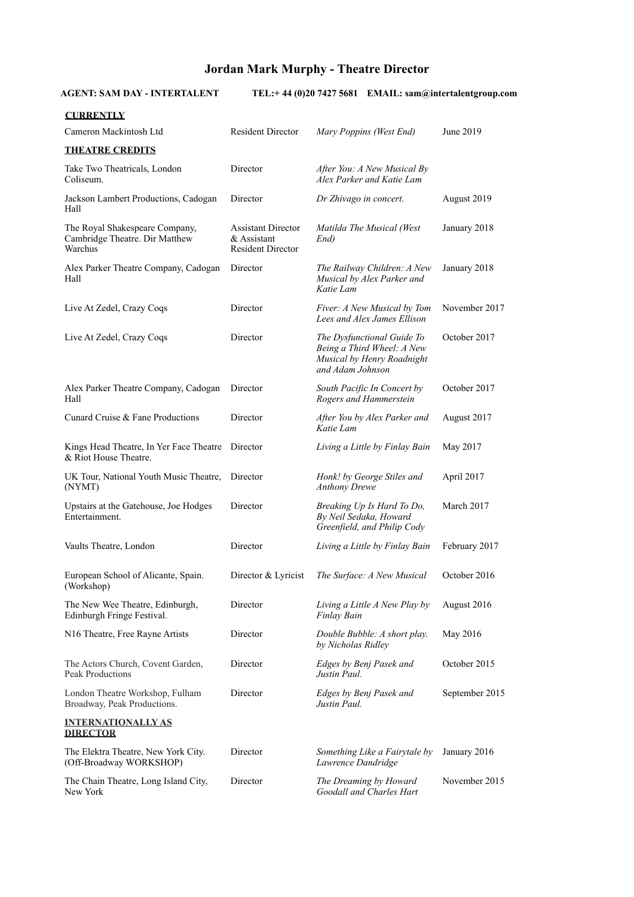# Jordan Mark Murphy - Theatre Director

**AGENT: SAM DAY - INTERTALENT TEL:+ 44 (0)20 7427 5681 EMAIL: sam@intertalentgroup.com**

**CURRENTLY**

| | | | |
|---|---|---|---|
| Cameron Mackintosh Ltd | Resident Director | *Mary Poppins (West End)* | June 2019 |

**THEATRE CREDITS**

| | | | |
|---|---|---|---|
| Take Two Theatricals, London Coliseum. | Director | *After You: A New Musical By Alex Parker and Katie Lam* | |
| Jackson Lambert Productions, Cadogan Hall | Director | *Dr Zhivago in concert.* | August 2019 |
| The Royal Shakespeare Company, Cambridge Theatre. Dir Matthew Warchus | Assistant Director & Assistant Resident Director | *Matilda The Musical (West End)* | January 2018 |
| Alex Parker Theatre Company, Cadogan Hall | Director | *The Railway Children: A New Musical by Alex Parker and Katie Lam* | January 2018 |
| Live At Zedel, Crazy Coqs | Director | *Fiver: A New Musical by Tom Lees and Alex James Ellison* | November 2017 |
| Live At Zedel, Crazy Coqs | Director | *The Dysfunctional Guide To Being a Third Wheel: A New Musical by Henry Roadnight and Adam Johnson* | October 2017 |
| Alex Parker Theatre Company, Cadogan Hall | Director | *South Pacific In Concert by Rogers and Hammerstein* | October 2017 |
| Cunard Cruise & Fane Productions | Director | *After You by Alex Parker and Katie Lam* | August 2017 |
| Kings Head Theatre, In Yer Face Theatre & Riot House Theatre. | Director | *Living a Little by Finlay Bain* | May 2017 |
| UK Tour, National Youth Music Theatre, (NYMT) | Director | *Honk! by George Stiles and Anthony Drewe* | April 2017 |
| Upstairs at the Gatehouse, Joe Hodges Entertainment. | Director | *Breaking Up Is Hard To Do, By Neil Sedaka, Howard Greenfield, and Philip Cody* | March 2017 |
| Vaults Theatre, London | Director | *Living a Little by Finlay Bain* | February 2017 |
| European School of Alicante, Spain. (Workshop) | Director & Lyricist | *The Surface: A New Musical* | October 2016 |
| The New Wee Theatre, Edinburgh, Edinburgh Fringe Festival. | Director | *Living a Little A New Play by Finlay Bain* | August 2016 |
| N16 Theatre, Free Rayne Artists | Director | *Double Bubble: A short play. by Nicholas Ridley* | May 2016 |
| The Actors Church, Covent Garden, Peak Productions | Director | *Edges by Benj Pasek and Justin Paul.* | October 2015 |
| London Theatre Workshop, Fulham Broadway, Peak Productions. | Director | *Edges by Benj Pasek and Justin Paul.* | September 2015 |

**INTERNATIONALLY AS DIRECTOR**

| | | | |
|---|---|---|---|
| The Elektra Theatre, New York City. (Off-Broadway WORKSHOP) | Director | *Something Like a Fairytale by Lawrence Dandridge* | January 2016 |
| The Chain Theatre, Long Island City, New York | Director | *The Dreaming by Howard Goodall and Charles Hart* | November 2015 |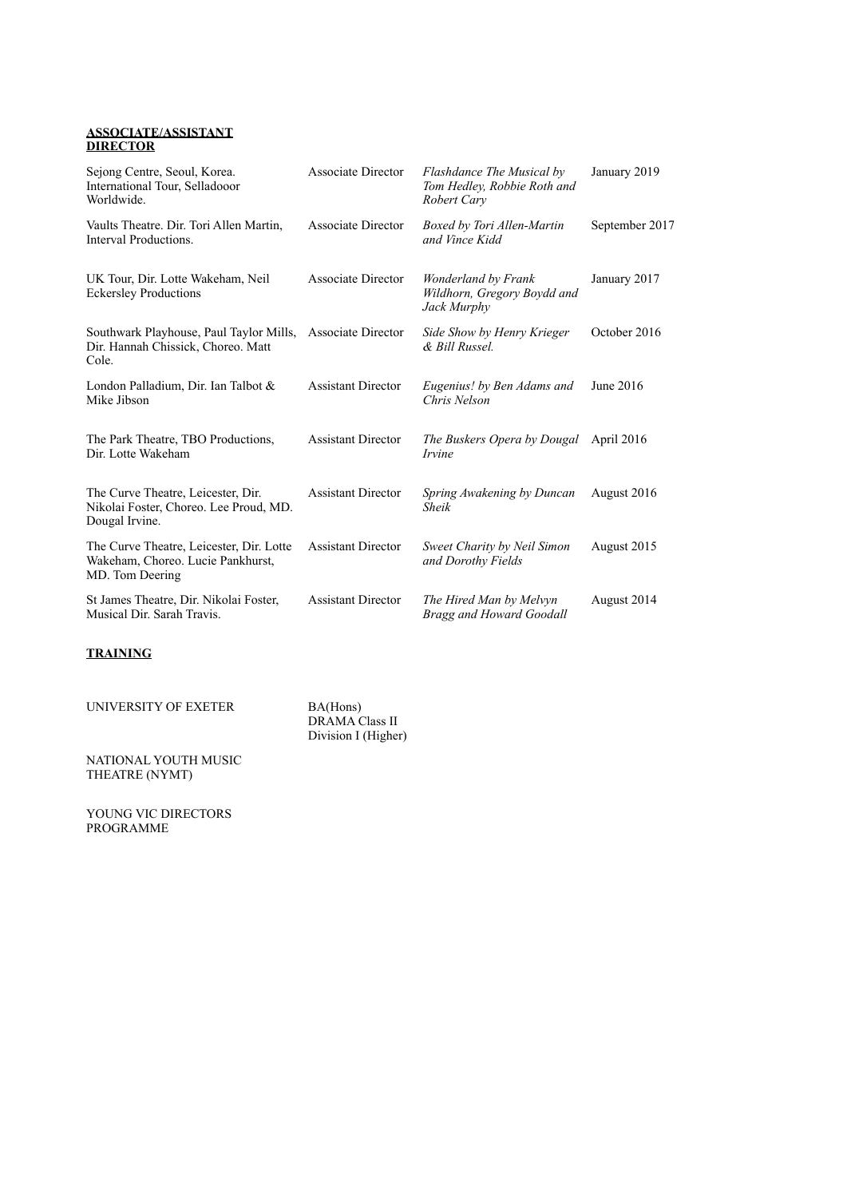## ASSOCIATE/ASSISTANT DIRECTOR

| | | | |
|---|---|---|---|
| Sejong Centre, Seoul, Korea. International Tour, Selladooor Worldwide. | Associate Director | *Flashdance The Musical by Tom Hedley, Robbie Roth and Robert Cary* | January 2019 |
| Vaults Theatre. Dir. Tori Allen Martin, Interval Productions. | Associate Director | *Boxed by Tori Allen-Martin and Vince Kidd* | September 2017 |
| UK Tour, Dir. Lotte Wakeham, Neil Eckersley Productions | Associate Director | *Wonderland by Frank Wildhorn, Gregory Boydd and Jack Murphy* | January 2017 |
| Southwark Playhouse, Paul Taylor Mills, Dir. Hannah Chissick, Choreo. Matt Cole. | Associate Director | *Side Show by Henry Krieger & Bill Russel.* | October 2016 |
| London Palladium, Dir. Ian Talbot & Mike Jibson | Assistant Director | *Eugenius! by Ben Adams and Chris Nelson* | June 2016 |
| The Park Theatre, TBO Productions, Dir. Lotte Wakeham | Assistant Director | *The Buskers Opera by Dougal Irvine* | April 2016 |
| The Curve Theatre, Leicester, Dir. Nikolai Foster, Choreo. Lee Proud, MD. Dougal Irvine. | Assistant Director | *Spring Awakening by Duncan Sheik* | August 2016 |
| The Curve Theatre, Leicester, Dir. Lotte Wakeham, Choreo. Lucie Pankhurst, MD. Tom Deering | Assistant Director | *Sweet Charity by Neil Simon and Dorothy Fields* | August 2015 |
| St James Theatre, Dir. Nikolai Foster, Musical Dir. Sarah Travis. | Assistant Director | *The Hired Man by Melvyn Bragg and Howard Goodall* | August 2014 |

## TRAINING

| | |
|---|---|
| UNIVERSITY OF EXETER | BA(Hons) DRAMA Class II Division I (Higher) |
| NATIONAL YOUTH MUSIC THEATRE (NYMT) | |
| YOUNG VIC DIRECTORS PROGRAMME | |